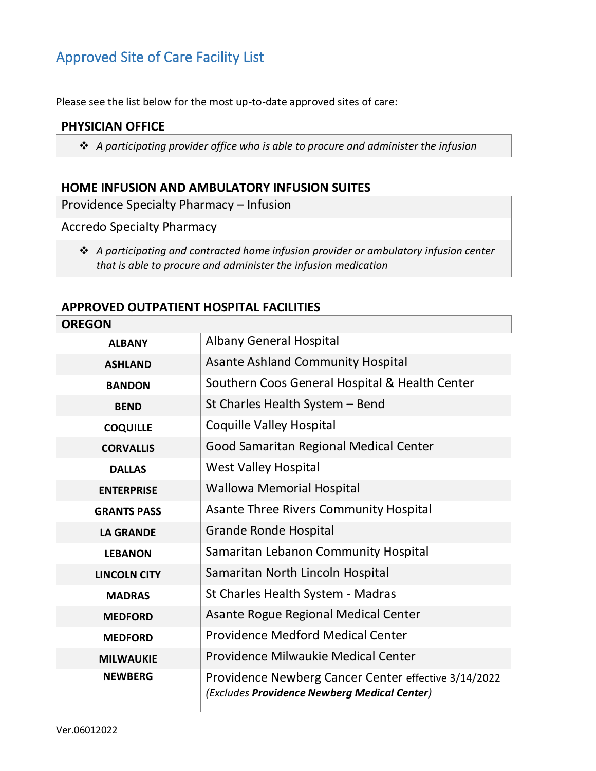# Approved Site of Care Facility List

Please see the list below for the most up-to-date approved sites of care:

## PHYSICIAN OFFICE

- *A participating provider office who is able to procure and administer the infusion*

## HOME INFUSION AND AMBULATORY INFUSION SUITES

Providence Specialty Pharmacy – Infusion

Accredo Specialty Pharmacy

- *A participating and contracted home infusion provider or ambulatory infusion center that is able to procure and administer the infusion medication*

## APPROVED OUTPATIENT HOSPITAL FACILITIES

### OREGON

| City | Facility |
|---|---|
| **ALBANY** | Albany General Hospital |
| **ASHLAND** | Asante Ashland Community Hospital |
| **BANDON** | Southern Coos General Hospital & Health Center |
| **BEND** | St Charles Health System – Bend |
| **COQUILLE** | Coquille Valley Hospital |
| **CORVALLIS** | Good Samaritan Regional Medical Center |
| **DALLAS** | West Valley Hospital |
| **ENTERPRISE** | Wallowa Memorial Hospital |
| **GRANTS PASS** | Asante Three Rivers Community Hospital |
| **LA GRANDE** | Grande Ronde Hospital |
| **LEBANON** | Samaritan Lebanon Community Hospital |
| **LINCOLN CITY** | Samaritan North Lincoln Hospital |
| **MADRAS** | St Charles Health System - Madras |
| **MEDFORD** | Asante Rogue Regional Medical Center |
| **MEDFORD** | Providence Medford Medical Center |
| **MILWAUKIE** | Providence Milwaukie Medical Center |
| **NEWBERG** | Providence Newberg Cancer Center effective 3/14/2022 *(Excludes **Providence Newberg Medical Center**)* |

Ver.06012022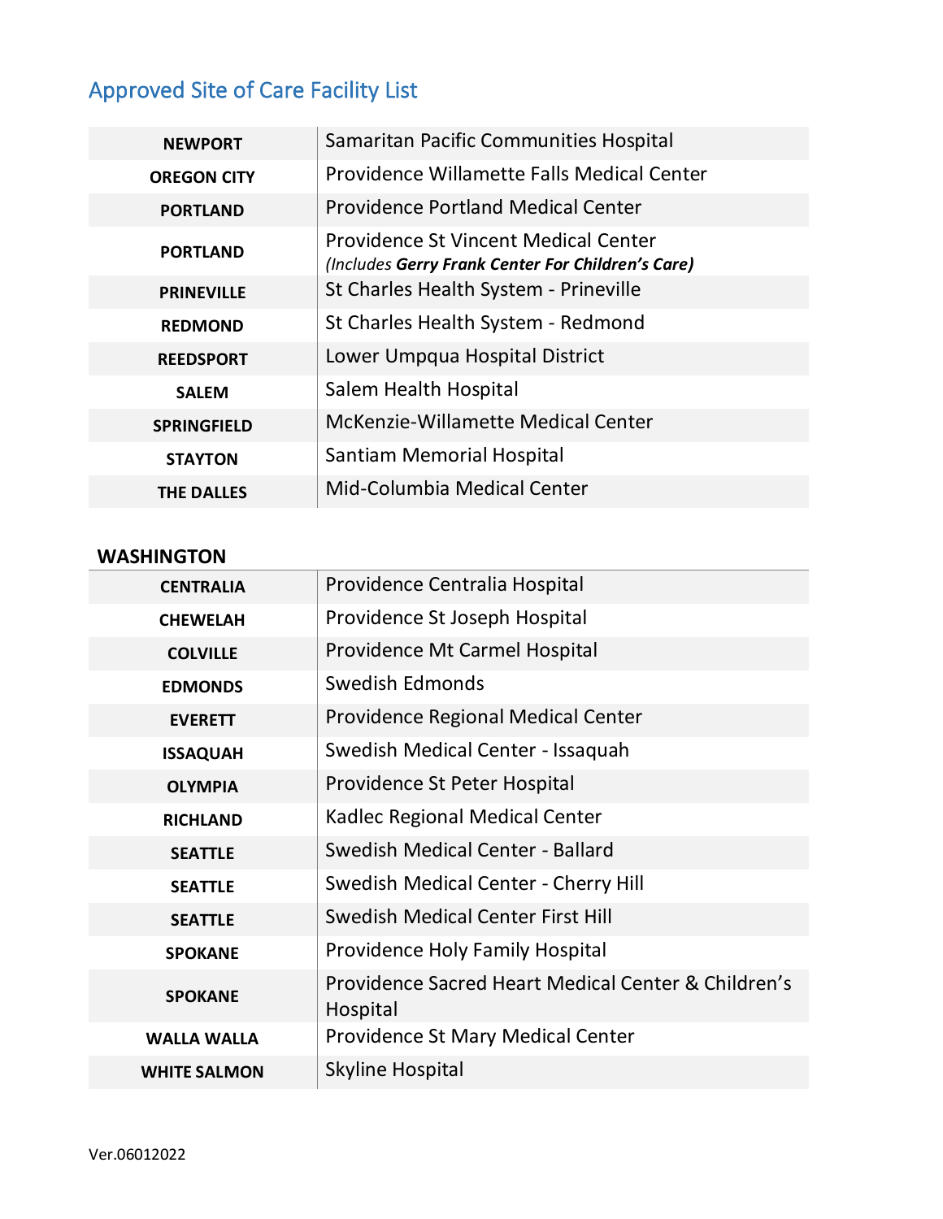## Approved Site of Care Facility List

| | |
|---|---|
| **NEWPORT** | Samaritan Pacific Communities Hospital |
| **OREGON CITY** | Providence Willamette Falls Medical Center |
| **PORTLAND** | Providence Portland Medical Center |
| **PORTLAND** | Providence St Vincent Medical Center *(Includes **Gerry Frank Center For Children's Care)*** |
| **PRINEVILLE** | St Charles Health System - Prineville |
| **REDMOND** | St Charles Health System - Redmond |
| **REEDSPORT** | Lower Umpqua Hospital District |
| **SALEM** | Salem Health Hospital |
| **SPRINGFIELD** | McKenzie-Willamette Medical Center |
| **STAYTON** | Santiam Memorial Hospital |
| **THE DALLES** | Mid-Columbia Medical Center |

**WASHINGTON**

| | |
|---|---|
| **CENTRALIA** | Providence Centralia Hospital |
| **CHEWELAH** | Providence St Joseph Hospital |
| **COLVILLE** | Providence Mt Carmel Hospital |
| **EDMONDS** | Swedish Edmonds |
| **EVERETT** | Providence Regional Medical Center |
| **ISSAQUAH** | Swedish Medical Center - Issaquah |
| **OLYMPIA** | Providence St Peter Hospital |
| **RICHLAND** | Kadlec Regional Medical Center |
| **SEATTLE** | Swedish Medical Center - Ballard |
| **SEATTLE** | Swedish Medical Center - Cherry Hill |
| **SEATTLE** | Swedish Medical Center First Hill |
| **SPOKANE** | Providence Holy Family Hospital |
| **SPOKANE** | Providence Sacred Heart Medical Center & Children's Hospital |
| **WALLA WALLA** | Providence St Mary Medical Center |
| **WHITE SALMON** | Skyline Hospital |

Ver.06012022